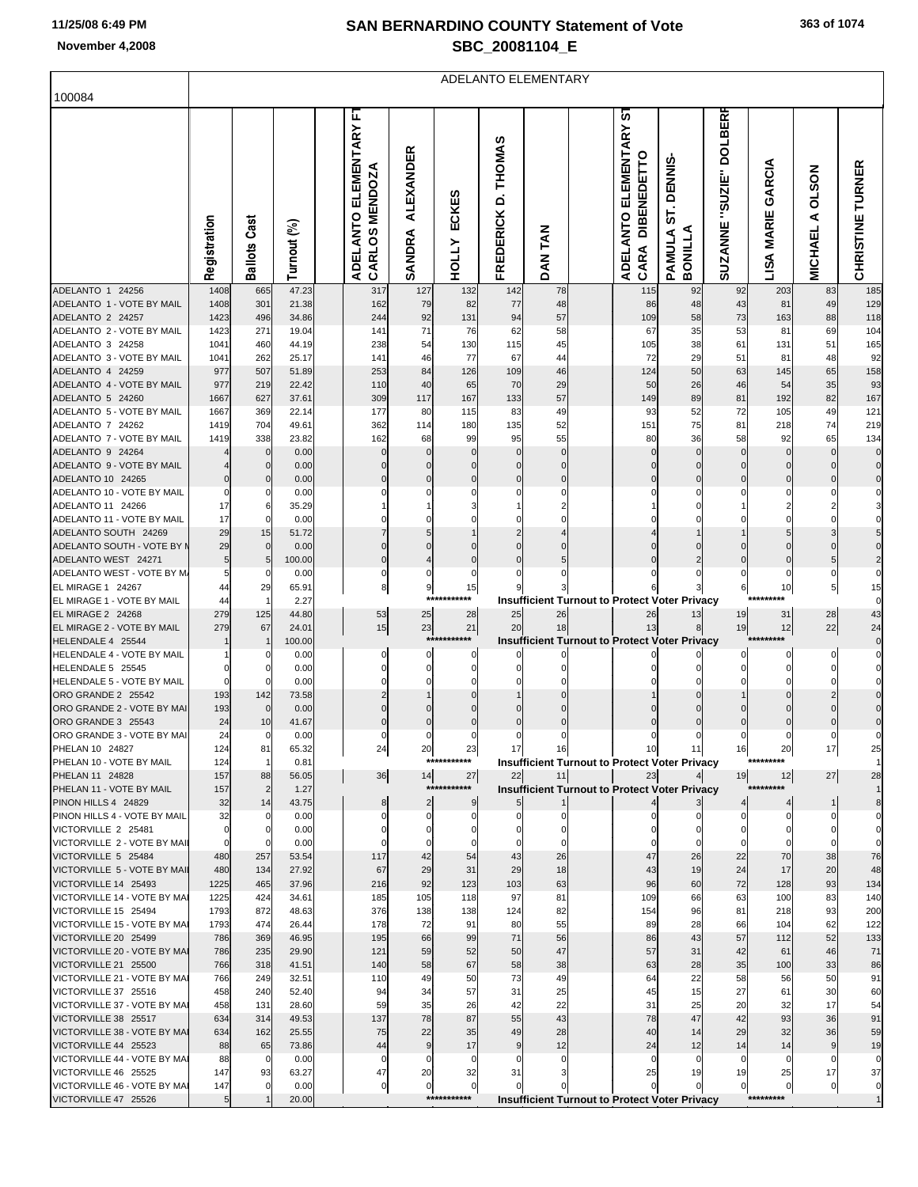# SAN BERNARDINO COUNTY Statement of Vote

## SBC_20081104_E

November 4,2008

100084

ADELANTO ELEMENTARY

| | Registration | Ballots Cast | Turnout (%) | ADELANTO ELEMENTARY FT CARLOS MENDOZA | SANDRA ALEXANDER | HOLLY ECKES | FREDERICK D. THOMAS | DAN TAN | ADELANTO ELEMENTARY ST CARA DIBENEDETTO | PAMULA ST. DENNIS-BONILLA | SUZANNE "SUZIE" DOLBERR | LISA MARIE GARCIA | MICHAEL A OLSON | CHRISTINE TURNER |
|---|---|---|---|---|---|---|---|---|---|---|---|---|---|---|
| ADELANTO 1 24256 | 1408 | 665 | 47.23 | 317 | 127 | 132 | 142 | 78 | 115 | 92 | 92 | 203 | 83 | 185 |
| ADELANTO 1 - VOTE BY MAIL | 1408 | 301 | 21.38 | 162 | 79 | 82 | 77 | 48 | 86 | 48 | 43 | 81 | 49 | 129 |
| ADELANTO 2 24257 | 1423 | 496 | 34.86 | 244 | 92 | 131 | 94 | 57 | 109 | 58 | 73 | 163 | 88 | 118 |
| ADELANTO 2 - VOTE BY MAIL | 1423 | 271 | 19.04 | 141 | 71 | 76 | 62 | 58 | 67 | 35 | 53 | 81 | 69 | 104 |
| ADELANTO 3 24258 | 1041 | 460 | 44.19 | 238 | 54 | 130 | 115 | 45 | 105 | 38 | 61 | 131 | 51 | 165 |
| ADELANTO 3 - VOTE BY MAIL | 1041 | 262 | 25.17 | 141 | 46 | 77 | 67 | 44 | 72 | 29 | 51 | 81 | 48 | 92 |
| ADELANTO 4 24259 | 977 | 507 | 51.89 | 253 | 84 | 126 | 109 | 46 | 124 | 50 | 63 | 145 | 65 | 158 |
| ADELANTO 4 - VOTE BY MAIL | 977 | 219 | 22.42 | 110 | 40 | 65 | 70 | 29 | 50 | 26 | 46 | 54 | 35 | 93 |
| ADELANTO 5 24260 | 1667 | 627 | 37.61 | 309 | 117 | 167 | 133 | 57 | 149 | 89 | 81 | 192 | 82 | 167 |
| ADELANTO 5 - VOTE BY MAIL | 1667 | 369 | 22.14 | 177 | 80 | 115 | 83 | 49 | 93 | 52 | 72 | 105 | 49 | 121 |
| ADELANTO 7 24262 | 1419 | 704 | 49.61 | 362 | 114 | 180 | 135 | 52 | 151 | 75 | 81 | 218 | 74 | 219 |
| ADELANTO 7 - VOTE BY MAIL | 1419 | 338 | 23.82 | 162 | 68 | 99 | 95 | 55 | 80 | 36 | 58 | 92 | 65 | 134 |
| ADELANTO 9 24264 | 4 | 0 | 0.00 | 0 | 0 | 0 | 0 | 0 | 0 | 0 | 0 | 0 | 0 | 0 |
| ADELANTO 9 - VOTE BY MAIL | 4 | 0 | 0.00 | 0 | 0 | 0 | 0 | 0 | 0 | 0 | 0 | 0 | 0 | 0 |
| ADELANTO 10 24265 | 0 | 0 | 0.00 | 0 | 0 | 0 | 0 | 0 | 0 | 0 | 0 | 0 | 0 | 0 |
| ADELANTO 10 - VOTE BY MAIL | 0 | 0 | 0.00 | 0 | 0 | 0 | 0 | 0 | 0 | 0 | 0 | 0 | 0 | 0 |
| ADELANTO 11 24266 | 17 | 6 | 35.29 | 1 | 1 | 3 | 1 | 2 | 1 | 0 | 1 | 2 | 2 | 3 |
| ADELANTO 11 - VOTE BY MAIL | 17 | 0 | 0.00 | 0 | 0 | 0 | 0 | 0 | 0 | 0 | 0 | 0 | 0 | 0 |
| ADELANTO SOUTH 24269 | 29 | 15 | 51.72 | 7 | 5 | 1 | 2 | 4 | 4 | 1 | 1 | 5 | 3 | 5 |
| ADELANTO SOUTH - VOTE BY M | 29 | 0 | 0.00 | 0 | 0 | 0 | 0 | 0 | 0 | 0 | 0 | 0 | 0 | 0 |
| ADELANTO WEST 24271 | 5 | 5 | 100.00 | 0 | 4 | 0 | 0 | 5 | 0 | 2 | 0 | 0 | 5 | 2 |
| ADELANTO WEST - VOTE BY MA | 5 | 0 | 0.00 | 0 | 0 | 0 | 0 | 0 | 0 | 0 | 0 | 0 | 0 | 0 |
| EL MIRAGE 1 24267 | 44 | 29 | 65.91 | 8 | 9 | 15 | 9 | 3 | 6 | 3 | 6 | 10 | 5 | 15 |
| EL MIRAGE 1 - VOTE BY MAIL | 44 | 1 | 2.27 | *********** | | | Insufficient Turnout to Protect Voter Privacy | | | | | ********* | | 0 |
| EL MIRAGE 2 24268 | 279 | 125 | 44.80 | 53 | 25 | 28 | 25 | 26 | 26 | 13 | 19 | 31 | 28 | 43 |
| EL MIRAGE 2 - VOTE BY MAIL | 279 | 67 | 24.01 | 15 | 23 | 21 | 20 | 18 | 13 | 8 | 19 | 12 | 22 | 24 |
| HELENDALE 4 25544 | 1 | 1 | 100.00 | *********** | | | Insufficient Turnout to Protect Voter Privacy | | | | | ********* | | 0 |
| HELENDALE 4 - VOTE BY MAIL | 1 | 0 | 0.00 | 0 | 0 | 0 | 0 | 0 | 0 | 0 | 0 | 0 | 0 | 0 |
| HELENDALE 5 25545 | 0 | 0 | 0.00 | 0 | 0 | 0 | 0 | 0 | 0 | 0 | 0 | 0 | 0 | 0 |
| HELENDALE 5 - VOTE BY MAIL | 0 | 0 | 0.00 | 0 | 0 | 0 | 0 | 0 | 0 | 0 | 0 | 0 | 0 | 0 |
| ORO GRANDE 2 25542 | 193 | 142 | 73.58 | 2 | 1 | 0 | 1 | 0 | 1 | 0 | 1 | 0 | 2 | 0 |
| ORO GRANDE 2 - VOTE BY MAI | 193 | 0 | 0.00 | 0 | 0 | 0 | 0 | 0 | 0 | 0 | 0 | 0 | 0 | 0 |
| ORO GRANDE 3 25543 | 24 | 10 | 41.67 | 0 | 0 | 0 | 0 | 0 | 0 | 0 | 0 | 0 | 0 | 0 |
| ORO GRANDE 3 - VOTE BY MAI | 24 | 0 | 0.00 | 0 | 0 | 0 | 0 | 0 | 0 | 0 | 0 | 0 | 0 | 0 |
| PHELAN 10 24827 | 124 | 81 | 65.32 | 24 | 20 | 23 | 17 | 16 | 10 | 11 | 16 | 20 | 17 | 25 |
| PHELAN 10 - VOTE BY MAIL | 124 | 1 | 0.81 | *********** | | | Insufficient Turnout to Protect Voter Privacy | | | | | ********* | | 1 |
| PHELAN 11 24828 | 157 | 88 | 56.05 | 36 | 14 | 27 | 22 | 11 | 23 | 4 | 19 | 12 | 27 | 28 |
| PHELAN 11 - VOTE BY MAIL | 157 | 2 | 1.27 | *********** | | | Insufficient Turnout to Protect Voter Privacy | | | | | ********* | | 1 |
| PINON HILLS 4 24829 | 32 | 14 | 43.75 | 8 | 2 | 9 | 5 | 1 | 4 | 3 | 4 | 4 | 1 | 8 |
| PINON HILLS 4 - VOTE BY MAIL | 32 | 0 | 0.00 | 0 | 0 | 0 | 0 | 0 | 0 | 0 | 0 | 0 | 0 | 0 |
| VICTORVILLE 2 25481 | 0 | 0 | 0.00 | 0 | 0 | 0 | 0 | 0 | 0 | 0 | 0 | 0 | 0 | 0 |
| VICTORVILLE 2 - VOTE BY MAI | 0 | 0 | 0.00 | 0 | 0 | 0 | 0 | 0 | 0 | 0 | 0 | 0 | 0 | 0 |
| VICTORVILLE 5 25484 | 480 | 257 | 53.54 | 117 | 42 | 54 | 43 | 26 | 47 | 26 | 22 | 70 | 38 | 76 |
| VICTORVILLE 5 - VOTE BY MAI | 480 | 134 | 27.92 | 67 | 29 | 31 | 29 | 18 | 43 | 19 | 24 | 17 | 20 | 48 |
| VICTORVILLE 14 25493 | 1225 | 465 | 37.96 | 216 | 92 | 123 | 103 | 63 | 96 | 60 | 72 | 128 | 93 | 134 |
| VICTORVILLE 14 - VOTE BY MAI | 1225 | 424 | 34.61 | 185 | 105 | 118 | 97 | 81 | 109 | 66 | 63 | 100 | 83 | 140 |
| VICTORVILLE 15 25494 | 1793 | 872 | 48.63 | 376 | 138 | 138 | 124 | 82 | 154 | 96 | 81 | 218 | 93 | 200 |
| VICTORVILLE 15 - VOTE BY MAI | 1793 | 474 | 26.44 | 178 | 72 | 91 | 80 | 55 | 89 | 28 | 66 | 104 | 62 | 122 |
| VICTORVILLE 20 25499 | 786 | 369 | 46.95 | 195 | 66 | 99 | 71 | 56 | 86 | 43 | 57 | 112 | 52 | 133 |
| VICTORVILLE 20 - VOTE BY MAI | 786 | 235 | 29.90 | 121 | 59 | 52 | 50 | 47 | 57 | 31 | 42 | 61 | 46 | 71 |
| VICTORVILLE 21 25500 | 766 | 318 | 41.51 | 140 | 58 | 67 | 58 | 38 | 63 | 28 | 35 | 100 | 33 | 86 |
| VICTORVILLE 21 - VOTE BY MAI | 766 | 249 | 32.51 | 110 | 49 | 50 | 73 | 49 | 64 | 22 | 58 | 56 | 50 | 91 |
| VICTORVILLE 37 25516 | 458 | 240 | 52.40 | 94 | 34 | 57 | 31 | 25 | 45 | 15 | 27 | 61 | 30 | 60 |
| VICTORVILLE 37 - VOTE BY MAI | 458 | 131 | 28.60 | 59 | 35 | 26 | 42 | 22 | 31 | 25 | 20 | 32 | 17 | 54 |
| VICTORVILLE 38 25517 | 634 | 314 | 49.53 | 137 | 78 | 87 | 55 | 43 | 78 | 47 | 42 | 93 | 36 | 91 |
| VICTORVILLE 38 - VOTE BY MAI | 634 | 162 | 25.55 | 75 | 22 | 35 | 49 | 28 | 40 | 14 | 29 | 32 | 36 | 59 |
| VICTORVILLE 44 25523 | 88 | 65 | 73.86 | 44 | 9 | 17 | 9 | 12 | 24 | 12 | 14 | 14 | 9 | 19 |
| VICTORVILLE 44 - VOTE BY MAI | 88 | 0 | 0.00 | 0 | 0 | 0 | 0 | 0 | 0 | 0 | 0 | 0 | 0 | 0 |
| VICTORVILLE 46 25525 | 147 | 93 | 63.27 | 47 | 20 | 32 | 31 | 3 | 25 | 19 | 19 | 25 | 17 | 37 |
| VICTORVILLE 46 - VOTE BY MAI | 147 | 0 | 0.00 | 0 | 0 | 0 | 0 | 0 | 0 | 0 | 0 | 0 | 0 | 0 |
| VICTORVILLE 47 25526 | 5 | 1 | 20.00 | *********** | | | Insufficient Turnout to Protect Voter Privacy | | | | | ********* | | 1 |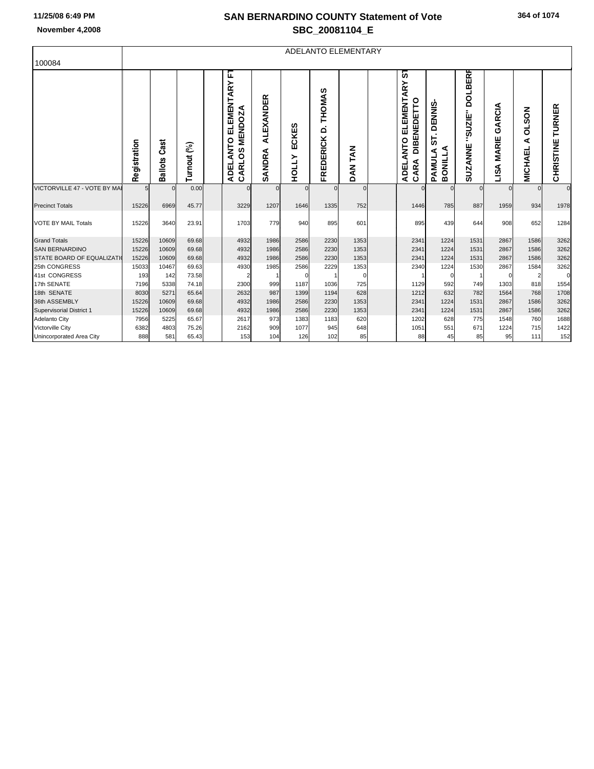# SAN BERNARDINO COUNTY Statement of Vote

## SBC_20081104_E

November 4,2008

| 100084 | Registration | Ballots Cast | Turnout (%) | | ADELANTO ELEMENTARY FT CARLOS MENDOZA | SANDRA ALEXANDER | HOLLY ECKES | FREDERICK D. THOMAS | DAN TAN | | ADELANTO ELEMENTARY ST CARA DIBENEDETTO | PAMULA ST. DENNIS-BONILLA | SUZANNE "SUZIE" DOLBERF | LISA MARIE GARCIA | MICHAEL A OLSON | CHRISTINE TURNER |
|---|---|---|---|---|---|---|---|---|---|---|---|---|---|---|---|---|
| VICTORVILLE 47 - VOTE BY MAI | 5 | 0 | 0.00 | | 0 | 0 | 0 | 0 | 0 | | 0 | 0 | 0 | 0 | 0 | 0 |
| Precinct Totals | 15226 | 6969 | 45.77 | | 3229 | 1207 | 1646 | 1335 | 752 | | 1446 | 785 | 887 | 1959 | 934 | 1978 |
| VOTE BY MAIL Totals | 15226 | 3640 | 23.91 | | 1703 | 779 | 940 | 895 | 601 | | 895 | 439 | 644 | 908 | 652 | 1284 |
| Grand Totals | 15226 | 10609 | 69.68 | | 4932 | 1986 | 2586 | 2230 | 1353 | | 2341 | 1224 | 1531 | 2867 | 1586 | 3262 |
| SAN BERNARDINO | 15226 | 10609 | 69.68 | | 4932 | 1986 | 2586 | 2230 | 1353 | | 2341 | 1224 | 1531 | 2867 | 1586 | 3262 |
| STATE BOARD OF EQUALIZATI | 15226 | 10609 | 69.68 | | 4932 | 1986 | 2586 | 2230 | 1353 | | 2341 | 1224 | 1531 | 2867 | 1586 | 3262 |
| 25th CONGRESS | 15033 | 10467 | 69.63 | | 4930 | 1985 | 2586 | 2229 | 1353 | | 2340 | 1224 | 1530 | 2867 | 1584 | 3262 |
| 41st CONGRESS | 193 | 142 | 73.58 | | 2 | 1 | 0 | 1 | 0 | | 1 | 0 | 1 | 0 | 2 | 0 |
| 17th SENATE | 7196 | 5338 | 74.18 | | 2300 | 999 | 1187 | 1036 | 725 | | 1129 | 592 | 749 | 1303 | 818 | 1554 |
| 18th SENATE | 8030 | 5271 | 65.64 | | 2632 | 987 | 1399 | 1194 | 628 | | 1212 | 632 | 782 | 1564 | 768 | 1708 |
| 36th ASSEMBLY | 15226 | 10609 | 69.68 | | 4932 | 1986 | 2586 | 2230 | 1353 | | 2341 | 1224 | 1531 | 2867 | 1586 | 3262 |
| Supervisorial District 1 | 15226 | 10609 | 69.68 | | 4932 | 1986 | 2586 | 2230 | 1353 | | 2341 | 1224 | 1531 | 2867 | 1586 | 3262 |
| Adelanto City | 7956 | 5225 | 65.67 | | 2617 | 973 | 1383 | 1183 | 620 | | 1202 | 628 | 775 | 1548 | 760 | 1688 |
| Victorville City | 6382 | 4803 | 75.26 | | 2162 | 909 | 1077 | 945 | 648 | | 1051 | 551 | 671 | 1224 | 715 | 1422 |
| Unincorporated Area City | 888 | 581 | 65.43 | | 153 | 104 | 126 | 102 | 85 | | 88 | 45 | 85 | 95 | 111 | 152 |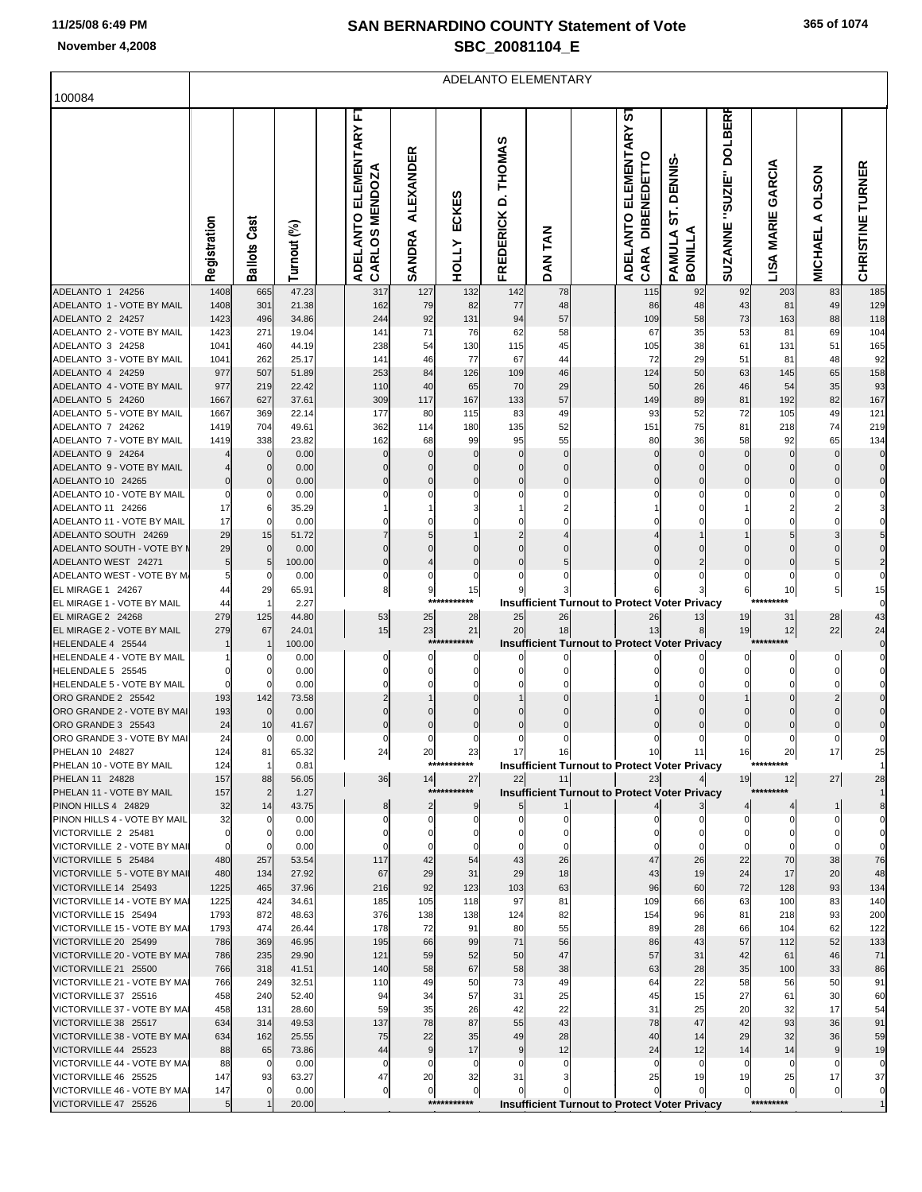# SAN BERNARDINO COUNTY Statement of Vote

## SBC_20081104_E

November 4,2008

100084

ADELANTO ELEMENTARY

| | Registration | Ballots Cast | Turnout (%) | ADELANTO ELEMENTARY FT CARLOS MENDOZA | SANDRA ALEXANDER | HOLLY ECKES | FREDERICK D. THOMAS | DAN TAN | ADELANTO ELEMENTARY ST CARA DIBENEDETTO | PAMULA ST. DENNIS-BONILLA | SUZANNE "SUZIE" DOLBERF | LISA MARIE GARCIA | MICHAEL A OLSON | CHRISTINE TURNER |
|---|---|---|---|---|---|---|---|---|---|---|---|---|---|---|
| ADELANTO 1 24256 | 1408 | 665 | 47.23 | 317 | 127 | 132 | 142 | 78 | 115 | 92 | 92 | 203 | 83 | 185 |
| ADELANTO 1 - VOTE BY MAIL | 1408 | 301 | 21.38 | 162 | 79 | 82 | 77 | 48 | 86 | 48 | 43 | 81 | 49 | 129 |
| ADELANTO 2 24257 | 1423 | 496 | 34.86 | 244 | 92 | 131 | 94 | 57 | 109 | 58 | 73 | 163 | 88 | 118 |
| ADELANTO 2 - VOTE BY MAIL | 1423 | 271 | 19.04 | 141 | 71 | 76 | 62 | 58 | 67 | 35 | 53 | 81 | 69 | 104 |
| ADELANTO 3 24258 | 1041 | 460 | 44.19 | 238 | 54 | 130 | 115 | 45 | 105 | 38 | 61 | 131 | 51 | 165 |
| ADELANTO 3 - VOTE BY MAIL | 1041 | 262 | 25.17 | 141 | 46 | 77 | 67 | 44 | 72 | 29 | 51 | 81 | 48 | 92 |
| ADELANTO 4 24259 | 977 | 507 | 51.89 | 253 | 84 | 126 | 109 | 46 | 124 | 50 | 63 | 145 | 65 | 158 |
| ADELANTO 4 - VOTE BY MAIL | 977 | 219 | 22.42 | 110 | 40 | 65 | 70 | 29 | 50 | 26 | 46 | 54 | 35 | 93 |
| ADELANTO 5 24260 | 1667 | 627 | 37.61 | 309 | 117 | 167 | 133 | 57 | 149 | 89 | 81 | 192 | 82 | 167 |
| ADELANTO 5 - VOTE BY MAIL | 1667 | 369 | 22.14 | 177 | 80 | 115 | 83 | 49 | 93 | 52 | 72 | 105 | 49 | 121 |
| ADELANTO 7 24262 | 1419 | 704 | 49.61 | 362 | 114 | 180 | 135 | 52 | 151 | 75 | 81 | 218 | 74 | 219 |
| ADELANTO 7 - VOTE BY MAIL | 1419 | 338 | 23.82 | 162 | 68 | 99 | 95 | 55 | 80 | 36 | 58 | 92 | 65 | 134 |
| ADELANTO 9 24264 | 4 | 0 | 0.00 | 0 | 0 | 0 | 0 | 0 | 0 | 0 | 0 | 0 | 0 | 0 |
| ADELANTO 9 - VOTE BY MAIL | 4 | 0 | 0.00 | 0 | 0 | 0 | 0 | 0 | 0 | 0 | 0 | 0 | 0 | 0 |
| ADELANTO 10 24265 | 0 | 0 | 0.00 | 0 | 0 | 0 | 0 | 0 | 0 | 0 | 0 | 0 | 0 | 0 |
| ADELANTO 10 - VOTE BY MAIL | 0 | 0 | 0.00 | 0 | 0 | 0 | 0 | 0 | 0 | 0 | 0 | 0 | 0 | 0 |
| ADELANTO 11 24266 | 17 | 6 | 35.29 | 1 | 1 | 3 | 1 | 2 | 1 | 0 | 1 | 2 | 2 | 3 |
| ADELANTO 11 - VOTE BY MAIL | 17 | 0 | 0.00 | 0 | 0 | 0 | 0 | 0 | 0 | 0 | 0 | 0 | 0 | 0 |
| ADELANTO SOUTH 24269 | 29 | 15 | 51.72 | 7 | 5 | 1 | 2 | 4 | 4 | 1 | 1 | 5 | 3 | 5 |
| ADELANTO SOUTH - VOTE BY MAIL | 29 | 0 | 0.00 | 0 | 0 | 0 | 0 | 0 | 0 | 0 | 0 | 0 | 0 | 0 |
| ADELANTO WEST 24271 | 5 | 5 | 100.00 | 0 | 4 | 0 | 0 | 5 | 0 | 2 | 0 | 0 | 5 | 2 |
| ADELANTO WEST - VOTE BY MAIL | 5 | 0 | 0.00 | 0 | 0 | 0 | 0 | 0 | 0 | 0 | 0 | 0 | 0 | 0 |
| EL MIRAGE 1 24267 | 44 | 29 | 65.91 | 8 | 9 | 15 | 9 | 3 | 6 | 3 | 6 | 10 | 5 | 15 |
| EL MIRAGE 1 - VOTE BY MAIL | 44 | 1 | 2.27 | | | *********** | Insufficient Turnout to Protect Voter Privacy | | | | | ********* | | 0 |
| EL MIRAGE 2 24268 | 279 | 125 | 44.80 | 53 | 25 | 28 | 25 | 26 | 26 | 13 | 19 | 31 | 28 | 43 |
| EL MIRAGE 2 - VOTE BY MAIL | 279 | 67 | 24.01 | 15 | 23 | 21 | 20 | 18 | 13 | 8 | 19 | 12 | 22 | 24 |
| HELENDALE 4 25544 | 1 | 1 | 100.00 | | | *********** | Insufficient Turnout to Protect Voter Privacy | | | | | ********* | | 0 |
| HELENDALE 4 - VOTE BY MAIL | 1 | 0 | 0.00 | 0 | 0 | 0 | 0 | 0 | 0 | 0 | 0 | 0 | 0 | 0 |
| HELENDALE 5 25545 | 0 | 0 | 0.00 | 0 | 0 | 0 | 0 | 0 | 0 | 0 | 0 | 0 | 0 | 0 |
| HELENDALE 5 - VOTE BY MAIL | 0 | 0 | 0.00 | 0 | 0 | 0 | 0 | 0 | 0 | 0 | 0 | 0 | 0 | 0 |
| ORO GRANDE 2 25542 | 193 | 142 | 73.58 | 2 | 1 | 0 | 1 | 0 | 1 | 0 | 1 | 0 | 2 | 0 |
| ORO GRANDE 2 - VOTE BY MAIL | 193 | 0 | 0.00 | 0 | 0 | 0 | 0 | 0 | 0 | 0 | 0 | 0 | 0 | 0 |
| ORO GRANDE 3 25543 | 24 | 10 | 41.67 | 0 | 0 | 0 | 0 | 0 | 0 | 0 | 0 | 0 | 0 | 0 |
| ORO GRANDE 3 - VOTE BY MAIL | 24 | 0 | 0.00 | 0 | 0 | 0 | 0 | 0 | 0 | 0 | 0 | 0 | 0 | 0 |
| PHELAN 10 24827 | 124 | 81 | 65.32 | 24 | 20 | 23 | 17 | 16 | 10 | 11 | 16 | 20 | 17 | 25 |
| PHELAN 10 - VOTE BY MAIL | 124 | 1 | 0.81 | | | *********** | Insufficient Turnout to Protect Voter Privacy | | | | | ********* | | 1 |
| PHELAN 11 24828 | 157 | 88 | 56.05 | 36 | 14 | 27 | 22 | 11 | 23 | 4 | 19 | 12 | 27 | 28 |
| PHELAN 11 - VOTE BY MAIL | 157 | 2 | 1.27 | | | *********** | Insufficient Turnout to Protect Voter Privacy | | | | | ********* | | 1 |
| PINON HILLS 4 24829 | 32 | 14 | 43.75 | 8 | 2 | 9 | 5 | 1 | 4 | 3 | 4 | 4 | 1 | 8 |
| PINON HILLS 4 - VOTE BY MAIL | 32 | 0 | 0.00 | 0 | 0 | 0 | 0 | 0 | 0 | 0 | 0 | 0 | 0 | 0 |
| VICTORVILLE 2 25481 | 0 | 0 | 0.00 | 0 | 0 | 0 | 0 | 0 | 0 | 0 | 0 | 0 | 0 | 0 |
| VICTORVILLE 2 - VOTE BY MAIL | 0 | 0 | 0.00 | 0 | 0 | 0 | 0 | 0 | 0 | 0 | 0 | 0 | 0 | 0 |
| VICTORVILLE 5 25484 | 480 | 257 | 53.54 | 117 | 42 | 54 | 43 | 26 | 47 | 26 | 22 | 70 | 38 | 76 |
| VICTORVILLE 5 - VOTE BY MAIL | 480 | 134 | 27.92 | 67 | 29 | 31 | 29 | 18 | 43 | 19 | 24 | 17 | 20 | 48 |
| VICTORVILLE 14 25493 | 1225 | 465 | 37.96 | 216 | 92 | 123 | 103 | 63 | 96 | 60 | 72 | 128 | 93 | 134 |
| VICTORVILLE 14 - VOTE BY MAIL | 1225 | 424 | 34.61 | 185 | 105 | 118 | 97 | 81 | 109 | 66 | 63 | 100 | 83 | 140 |
| VICTORVILLE 15 25494 | 1793 | 872 | 48.63 | 376 | 138 | 138 | 124 | 82 | 154 | 96 | 81 | 218 | 93 | 200 |
| VICTORVILLE 15 - VOTE BY MAIL | 1793 | 474 | 26.44 | 178 | 72 | 91 | 80 | 55 | 89 | 28 | 66 | 104 | 62 | 122 |
| VICTORVILLE 20 25499 | 786 | 369 | 46.95 | 195 | 66 | 99 | 71 | 56 | 86 | 43 | 57 | 112 | 52 | 133 |
| VICTORVILLE 20 - VOTE BY MAIL | 786 | 235 | 29.90 | 121 | 59 | 52 | 50 | 47 | 57 | 31 | 42 | 61 | 46 | 71 |
| VICTORVILLE 21 25500 | 766 | 318 | 41.51 | 140 | 58 | 67 | 58 | 38 | 63 | 28 | 35 | 100 | 33 | 86 |
| VICTORVILLE 21 - VOTE BY MAIL | 766 | 249 | 32.51 | 110 | 49 | 50 | 73 | 49 | 64 | 22 | 58 | 56 | 50 | 91 |
| VICTORVILLE 37 25516 | 458 | 240 | 52.40 | 94 | 34 | 57 | 31 | 25 | 45 | 15 | 27 | 61 | 30 | 60 |
| VICTORVILLE 37 - VOTE BY MAIL | 458 | 131 | 28.60 | 59 | 35 | 26 | 42 | 22 | 31 | 25 | 20 | 32 | 17 | 54 |
| VICTORVILLE 38 25517 | 634 | 314 | 49.53 | 137 | 78 | 87 | 55 | 43 | 78 | 47 | 42 | 93 | 36 | 91 |
| VICTORVILLE 38 - VOTE BY MAIL | 634 | 162 | 25.55 | 75 | 22 | 35 | 49 | 28 | 40 | 14 | 29 | 32 | 36 | 59 |
| VICTORVILLE 44 25523 | 88 | 65 | 73.86 | 44 | 9 | 17 | 9 | 12 | 24 | 12 | 14 | 14 | 9 | 19 |
| VICTORVILLE 44 - VOTE BY MAIL | 88 | 0 | 0.00 | 0 | 0 | 0 | 0 | 0 | 0 | 0 | 0 | 0 | 0 | 0 |
| VICTORVILLE 46 25525 | 147 | 93 | 63.27 | 47 | 20 | 32 | 31 | 3 | 25 | 19 | 19 | 25 | 17 | 37 |
| VICTORVILLE 46 - VOTE BY MAIL | 147 | 0 | 0.00 | 0 | 0 | 0 | 0 | 0 | 0 | 0 | 0 | 0 | 0 | 0 |
| VICTORVILLE 47 25526 | 5 | 1 | 20.00 | | | *********** | Insufficient Turnout to Protect Voter Privacy | | | | | ********* | | 1 |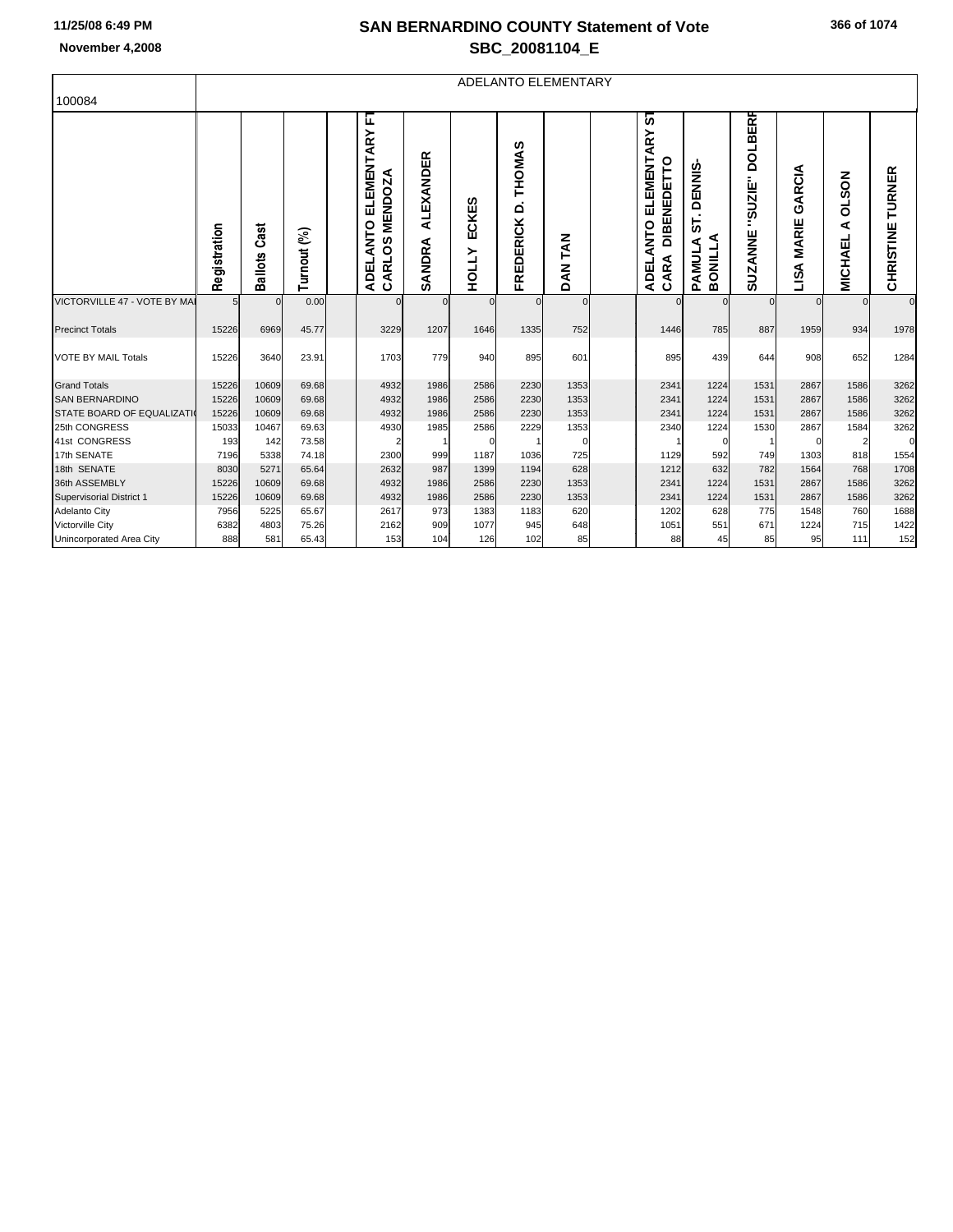# SAN BERNARDINO COUNTY Statement of Vote

## SBC_20081104_E

November 4,2008

| 100084 | ADELANTO ELEMENTARY | | | | | | | | | | | | | | | |
|---|---|---|---|---|---|---|---|---|---|---|---|---|---|---|---|---|
| | Registration | Ballots Cast | Turnout (%) | | ADELANTO ELEMENTARY FT CARLOS MENDOZA | SANDRA ALEXANDER | HOLLY ECKES | FREDERICK D. THOMAS | DAN TAN | | ADELANTO ELEMENTARY ST CARA DIBENEDETTO | PAMULA ST. DENNIS-BONILLA | SUZANNE "SUZIE" DOLBERR | LISA MARIE GARCIA | MICHAEL A OLSON | CHRISTINE TURNER |
| VICTORVILLE 47 - VOTE BY MAI | 5 | 0 | 0.00 | | 0 | 0 | 0 | 0 | 0 | | 0 | 0 | 0 | 0 | 0 | 0 |
| Precinct Totals | 15226 | 6969 | 45.77 | | 3229 | 1207 | 1646 | 1335 | 752 | | 1446 | 785 | 887 | 1959 | 934 | 1978 |
| VOTE BY MAIL Totals | 15226 | 3640 | 23.91 | | 1703 | 779 | 940 | 895 | 601 | | 895 | 439 | 644 | 908 | 652 | 1284 |
| Grand Totals | 15226 | 10609 | 69.68 | | 4932 | 1986 | 2586 | 2230 | 1353 | | 2341 | 1224 | 1531 | 2867 | 1586 | 3262 |
| SAN BERNARDINO | 15226 | 10609 | 69.68 | | 4932 | 1986 | 2586 | 2230 | 1353 | | 2341 | 1224 | 1531 | 2867 | 1586 | 3262 |
| STATE BOARD OF EQUALIZATI | 15226 | 10609 | 69.68 | | 4932 | 1986 | 2586 | 2230 | 1353 | | 2341 | 1224 | 1531 | 2867 | 1586 | 3262 |
| 25th CONGRESS | 15033 | 10467 | 69.63 | | 4930 | 1985 | 2586 | 2229 | 1353 | | 2340 | 1224 | 1530 | 2867 | 1584 | 3262 |
| 41st CONGRESS | 193 | 142 | 73.58 | | 2 | 1 | 0 | 1 | 0 | | 1 | 0 | 1 | 0 | 2 | 0 |
| 17th SENATE | 7196 | 5338 | 74.18 | | 2300 | 999 | 1187 | 1036 | 725 | | 1129 | 592 | 749 | 1303 | 818 | 1554 |
| 18th SENATE | 8030 | 5271 | 65.64 | | 2632 | 987 | 1399 | 1194 | 628 | | 1212 | 632 | 782 | 1564 | 768 | 1708 |
| 36th ASSEMBLY | 15226 | 10609 | 69.68 | | 4932 | 1986 | 2586 | 2230 | 1353 | | 2341 | 1224 | 1531 | 2867 | 1586 | 3262 |
| Supervisorial District 1 | 15226 | 10609 | 69.68 | | 4932 | 1986 | 2586 | 2230 | 1353 | | 2341 | 1224 | 1531 | 2867 | 1586 | 3262 |
| Adelanto City | 7956 | 5225 | 65.67 | | 2617 | 973 | 1383 | 1183 | 620 | | 1202 | 628 | 775 | 1548 | 760 | 1688 |
| Victorville City | 6382 | 4803 | 75.26 | | 2162 | 909 | 1077 | 945 | 648 | | 1051 | 551 | 671 | 1224 | 715 | 1422 |
| Unincorporated Area City | 888 | 581 | 65.43 | | 153 | 104 | 126 | 102 | 85 | | 88 | 45 | 85 | 95 | 111 | 152 |